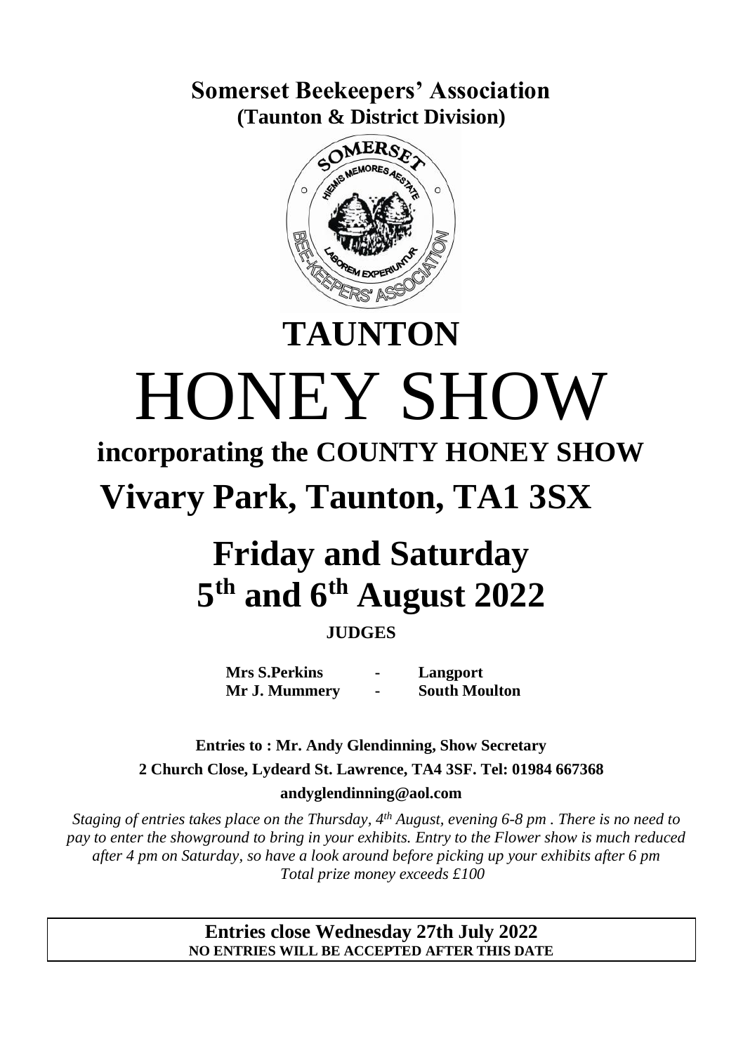# Somerset Beekeepers' Association
## (Taunton & District Division)

# TAUNTON

# HONEY SHOW

## incorporating the COUNTY HONEY SHOW

## Vivary Park, Taunton, TA1 3SX

# Friday and Saturday
# 5th and 6th August 2022

**JUDGES**

| | | |
|---|---|---|
| **Mrs S.Perkins** | - | **Langport** |
| **Mr J. Mummery** | - | **South Moulton** |

**Entries to : Mr. Andy Glendinning, Show Secretary**
**2 Church Close, Lydeard St. Lawrence, TA4 3SF. Tel: 01984 667368**
**andyglendinning@aol.com**

*Staging of entries takes place on the Thursday, 4th August, evening 6-8 pm . There is no need to pay to enter the showground to bring in your exhibits. Entry to the Flower show is much reduced after 4 pm on Saturday, so have a look around before picking up your exhibits after 6 pm*
*Total prize money exceeds £100*

**Entries close Wednesday 27th July 2022**
**NO ENTRIES WILL BE ACCEPTED AFTER THIS DATE**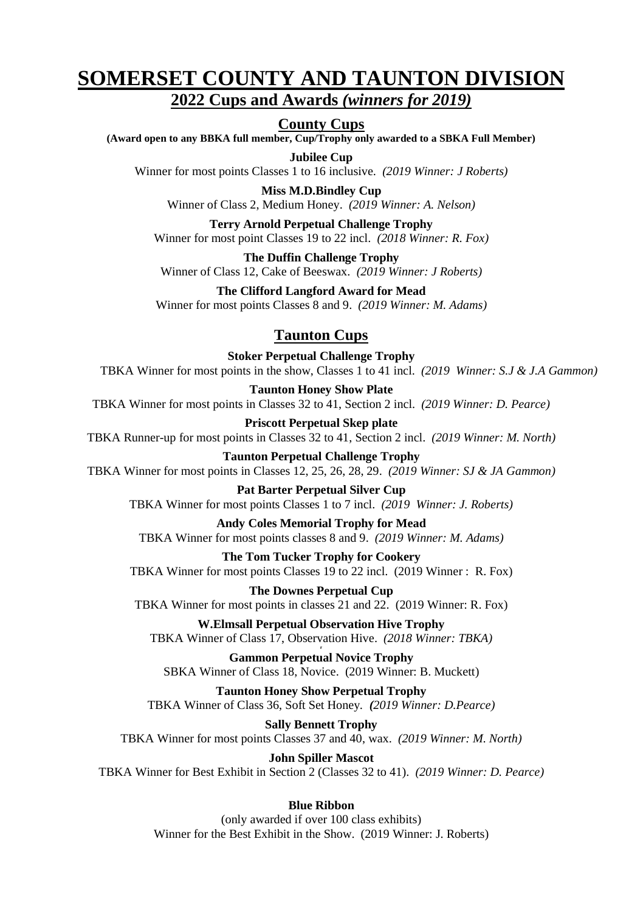# SOMERSET COUNTY AND TAUNTON DIVISION

## 2022 Cups and Awards *(winners for 2019)*

### County Cups

**(Award open to any BBKA full member, Cup/Trophy only awarded to a SBKA Full Member)**

**Jubilee Cup**
Winner for most points Classes 1 to 16 inclusive. *(2019 Winner: J Roberts)*

**Miss M.D.Bindley Cup**
Winner of Class 2, Medium Honey. *(2019 Winner: A. Nelson)*

**Terry Arnold Perpetual Challenge Trophy**
Winner for most point Classes 19 to 22 incl. *(2018 Winner: R. Fox)*

**The Duffin Challenge Trophy**
Winner of Class 12, Cake of Beeswax. *(2019 Winner: J Roberts)*

**The Clifford Langford Award for Mead**
Winner for most points Classes 8 and 9. *(2019 Winner: M. Adams)*

### Taunton Cups

**Stoker Perpetual Challenge Trophy**
TBKA Winner for most points in the show, Classes 1 to 41 incl. *(2019 Winner: S.J & J.A Gammon)*

**Taunton Honey Show Plate**
TBKA Winner for most points in Classes 32 to 41, Section 2 incl. *(2019 Winner: D. Pearce)*

**Priscott Perpetual Skep plate**
TBKA Runner-up for most points in Classes 32 to 41, Section 2 incl. *(2019 Winner: M. North)*

**Taunton Perpetual Challenge Trophy**
TBKA Winner for most points in Classes 12, 25, 26, 28, 29. *(2019 Winner: SJ & JA Gammon)*

**Pat Barter Perpetual Silver Cup**
TBKA Winner for most points Classes 1 to 7 incl. *(2019 Winner: J. Roberts)*

**Andy Coles Memorial Trophy for Mead**
TBKA Winner for most points classes 8 and 9. *(2019 Winner: M. Adams)*

**The Tom Tucker Trophy for Cookery**
TBKA Winner for most points Classes 19 to 22 incl. (2019 Winner : R. Fox)

**The Downes Perpetual Cup**
TBKA Winner for most points in classes 21 and 22. (2019 Winner: R. Fox)

**W.Elmsall Perpetual Observation Hive Trophy**
TBKA Winner of Class 17, Observation Hive. *(2018 Winner: TBKA)*

**Gammon Perpetual Novice Trophy**
SBKA Winner of Class 18, Novice. (2019 Winner: B. Muckett)

**Taunton Honey Show Perpetual Trophy**
TBKA Winner of Class 36, Soft Set Honey. *(2019 Winner: D.Pearce)*

**Sally Bennett Trophy**
TBKA Winner for most points Classes 37 and 40, wax. *(2019 Winner: M. North)*

**John Spiller Mascot**
TBKA Winner for Best Exhibit in Section 2 (Classes 32 to 41). *(2019 Winner: D. Pearce)*

**Blue Ribbon**
(only awarded if over 100 class exhibits)
Winner for the Best Exhibit in the Show. (2019 Winner: J. Roberts)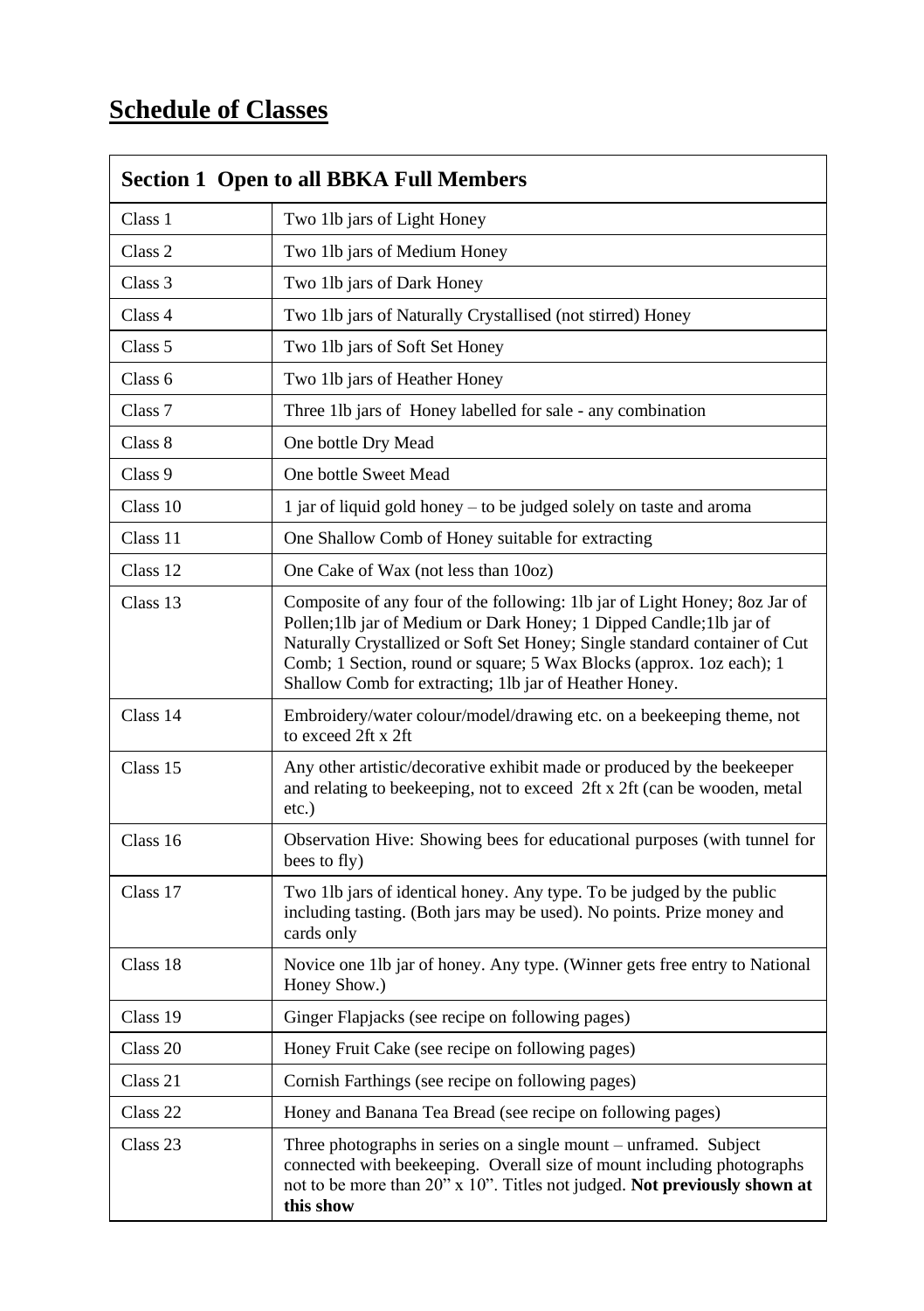# Schedule of Classes

| Section 1 Open to all BBKA Full Members | |
|---|---|
| Class 1 | Two 1lb jars of Light Honey |
| Class 2 | Two 1lb jars of Medium Honey |
| Class 3 | Two 1lb jars of Dark Honey |
| Class 4 | Two 1lb jars of Naturally Crystallised (not stirred) Honey |
| Class 5 | Two 1lb jars of Soft Set Honey |
| Class 6 | Two 1lb jars of Heather Honey |
| Class 7 | Three 1lb jars of Honey labelled for sale - any combination |
| Class 8 | One bottle Dry Mead |
| Class 9 | One bottle Sweet Mead |
| Class 10 | 1 jar of liquid gold honey – to be judged solely on taste and aroma |
| Class 11 | One Shallow Comb of Honey suitable for extracting |
| Class 12 | One Cake of Wax (not less than 10oz) |
| Class 13 | Composite of any four of the following: 1lb jar of Light Honey; 8oz Jar of Pollen;1lb jar of Medium or Dark Honey; 1 Dipped Candle;1lb jar of Naturally Crystallized or Soft Set Honey; Single standard container of Cut Comb; 1 Section, round or square; 5 Wax Blocks (approx. 1oz each); 1 Shallow Comb for extracting; 1lb jar of Heather Honey. |
| Class 14 | Embroidery/water colour/model/drawing etc. on a beekeeping theme, not to exceed 2ft x 2ft |
| Class 15 | Any other artistic/decorative exhibit made or produced by the beekeeper and relating to beekeeping, not to exceed 2ft x 2ft (can be wooden, metal etc.) |
| Class 16 | Observation Hive: Showing bees for educational purposes (with tunnel for bees to fly) |
| Class 17 | Two 1lb jars of identical honey. Any type. To be judged by the public including tasting. (Both jars may be used). No points. Prize money and cards only |
| Class 18 | Novice one 1lb jar of honey. Any type. (Winner gets free entry to National Honey Show.) |
| Class 19 | Ginger Flapjacks (see recipe on following pages) |
| Class 20 | Honey Fruit Cake (see recipe on following pages) |
| Class 21 | Cornish Farthings (see recipe on following pages) |
| Class 22 | Honey and Banana Tea Bread (see recipe on following pages) |
| Class 23 | Three photographs in series on a single mount – unframed. Subject connected with beekeeping. Overall size of mount including photographs not to be more than 20" x 10". Titles not judged. **Not previously shown at this show** |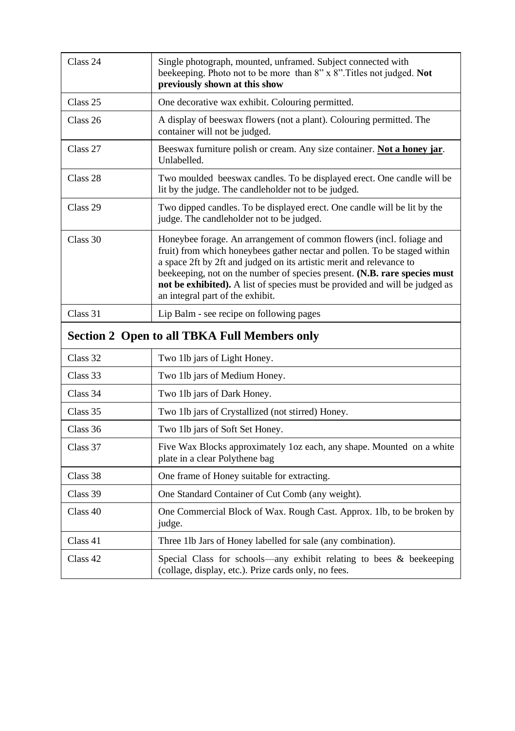| | |
|---|---|
| Class 24 | Single photograph, mounted, unframed. Subject connected with beekeeping. Photo not to be more than 8" x 8".Titles not judged. **Not previously shown at this show** |
| Class 25 | One decorative wax exhibit. Colouring permitted. |
| Class 26 | A display of beeswax flowers (not a plant). Colouring permitted. The container will not be judged. |
| Class 27 | Beeswax furniture polish or cream. Any size container. **Not a honey jar**. Unlabelled. |
| Class 28 | Two moulded beeswax candles. To be displayed erect. One candle will be lit by the judge. The candleholder not to be judged. |
| Class 29 | Two dipped candles. To be displayed erect. One candle will be lit by the judge. The candleholder not to be judged. |
| Class 30 | Honeybee forage. An arrangement of common flowers (incl. foliage and fruit) from which honeybees gather nectar and pollen. To be staged within a space 2ft by 2ft and judged on its artistic merit and relevance to beekeeping, not on the number of species present. **(N.B. rare species must not be exhibited).** A list of species must be provided and will be judged as an integral part of the exhibit. |
| Class 31 | Lip Balm - see recipe on following pages |

## Section 2 Open to all TBKA Full Members only

| | |
|---|---|
| Class 32 | Two 1lb jars of Light Honey. |
| Class 33 | Two 1lb jars of Medium Honey. |
| Class 34 | Two 1lb jars of Dark Honey. |
| Class 35 | Two 1lb jars of Crystallized (not stirred) Honey. |
| Class 36 | Two 1lb jars of Soft Set Honey. |
| Class 37 | Five Wax Blocks approximately 1oz each, any shape. Mounted on a white plate in a clear Polythene bag |
| Class 38 | One frame of Honey suitable for extracting. |
| Class 39 | One Standard Container of Cut Comb (any weight). |
| Class 40 | One Commercial Block of Wax. Rough Cast. Approx. 1lb, to be broken by judge. |
| Class 41 | Three 1lb Jars of Honey labelled for sale (any combination). |
| Class 42 | Special Class for schools—any exhibit relating to bees & beekeeping (collage, display, etc.). Prize cards only, no fees. |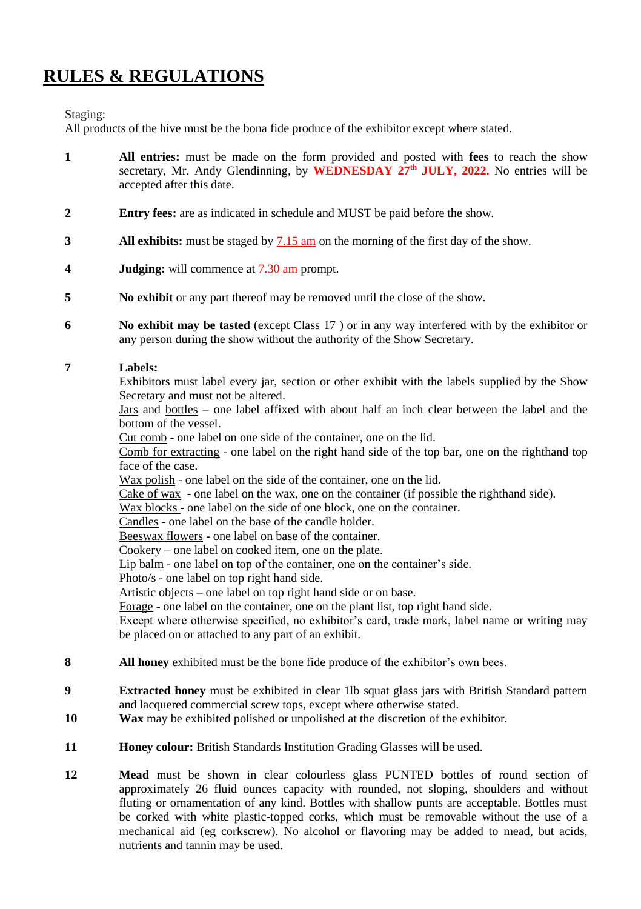# RULES & REGULATIONS

Staging:
All products of the hive must be the bona fide produce of the exhibitor except where stated.

**1** **All entries:** must be made on the form provided and posted with **fees** to reach the show secretary, Mr. Andy Glendinning, by **WEDNESDAY 27th JULY, 2022.** No entries will be accepted after this date.

**2** **Entry fees:** are as indicated in schedule and MUST be paid before the show.

**3** **All exhibits:** must be staged by 7.15 am on the morning of the first day of the show.

**4** **Judging:** will commence at 7.30 am prompt.

**5** **No exhibit** or any part thereof may be removed until the close of the show.

**6** **No exhibit may be tasted** (except Class 17 ) or in any way interfered with by the exhibitor or any person during the show without the authority of the Show Secretary.

**7** **Labels:**
Exhibitors must label every jar, section or other exhibit with the labels supplied by the Show Secretary and must not be altered.
Jars and bottles – one label affixed with about half an inch clear between the label and the bottom of the vessel.
Cut comb - one label on one side of the container, one on the lid.
Comb for extracting - one label on the right hand side of the top bar, one on the righthand top face of the case.
Wax polish - one label on the side of the container, one on the lid.
Cake of wax - one label on the wax, one on the container (if possible the righthand side).
Wax blocks - one label on the side of one block, one on the container.
Candles - one label on the base of the candle holder.
Beeswax flowers - one label on base of the container.
Cookery – one label on cooked item, one on the plate.
Lip balm - one label on top of the container, one on the container's side.
Photo/s - one label on top right hand side.
Artistic objects – one label on top right hand side or on base.
Forage - one label on the container, one on the plant list, top right hand side.
Except where otherwise specified, no exhibitor's card, trade mark, label name or writing may be placed on or attached to any part of an exhibit.

**8** **All honey** exhibited must be the bone fide produce of the exhibitor's own bees.

**9** **Extracted honey** must be exhibited in clear 1lb squat glass jars with British Standard pattern and lacquered commercial screw tops, except where otherwise stated.

**10** **Wax** may be exhibited polished or unpolished at the discretion of the exhibitor.

**11** **Honey colour:** British Standards Institution Grading Glasses will be used.

**12** **Mead** must be shown in clear colourless glass PUNTED bottles of round section of approximately 26 fluid ounces capacity with rounded, not sloping, shoulders and without fluting or ornamentation of any kind. Bottles with shallow punts are acceptable. Bottles must be corked with white plastic-topped corks, which must be removable without the use of a mechanical aid (eg corkscrew). No alcohol or flavoring may be added to mead, but acids, nutrients and tannin may be used.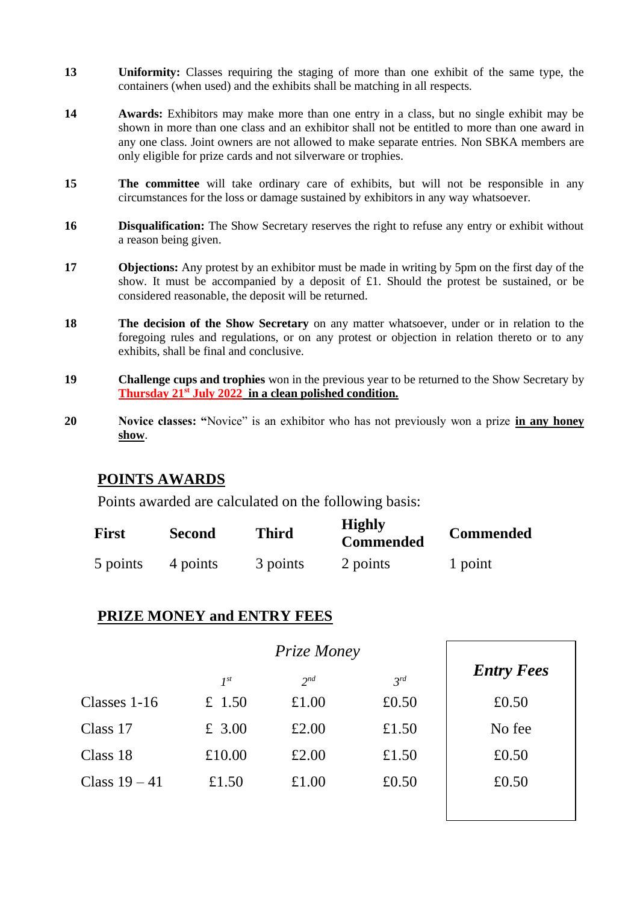13 **Uniformity:** Classes requiring the staging of more than one exhibit of the same type, the containers (when used) and the exhibits shall be matching in all respects.

14 **Awards:** Exhibitors may make more than one entry in a class, but no single exhibit may be shown in more than one class and an exhibitor shall not be entitled to more than one award in any one class. Joint owners are not allowed to make separate entries. Non SBKA members are only eligible for prize cards and not silverware or trophies.

15 **The committee** will take ordinary care of exhibits, but will not be responsible in any circumstances for the loss or damage sustained by exhibitors in any way whatsoever.

16 **Disqualification:** The Show Secretary reserves the right to refuse any entry or exhibit without a reason being given.

17 **Objections:** Any protest by an exhibitor must be made in writing by 5pm on the first day of the show. It must be accompanied by a deposit of £1. Should the protest be sustained, or be considered reasonable, the deposit will be returned.

18 **The decision of the Show Secretary** on any matter whatsoever, under or in relation to the foregoing rules and regulations, or on any protest or objection in relation thereto or to any exhibits, shall be final and conclusive.

19 **Challenge cups and trophies** won in the previous year to be returned to the Show Secretary by **Thursday 21st July 2022 in a clean polished condition.**

20 **Novice classes: "**Novice" is an exhibitor who has not previously won a prize **in any honey show**.

## POINTS AWARDS

Points awarded are calculated on the following basis:

| First | Second | Third | Highly Commended | Commended |
|---|---|---|---|---|
| 5 points | 4 points | 3 points | 2 points | 1 point |

## PRIZE MONEY and ENTRY FEES

| | *Prize Money* | | | *Entry Fees* |
|---|---|---|---|---|
| | *1st* | *2nd* | *3rd* | |
| Classes 1-16 | £ 1.50 | £1.00 | £0.50 | £0.50 |
| Class 17 | £ 3.00 | £2.00 | £1.50 | No fee |
| Class 18 | £10.00 | £2.00 | £1.50 | £0.50 |
| Class 19 – 41 | £1.50 | £1.00 | £0.50 | £0.50 |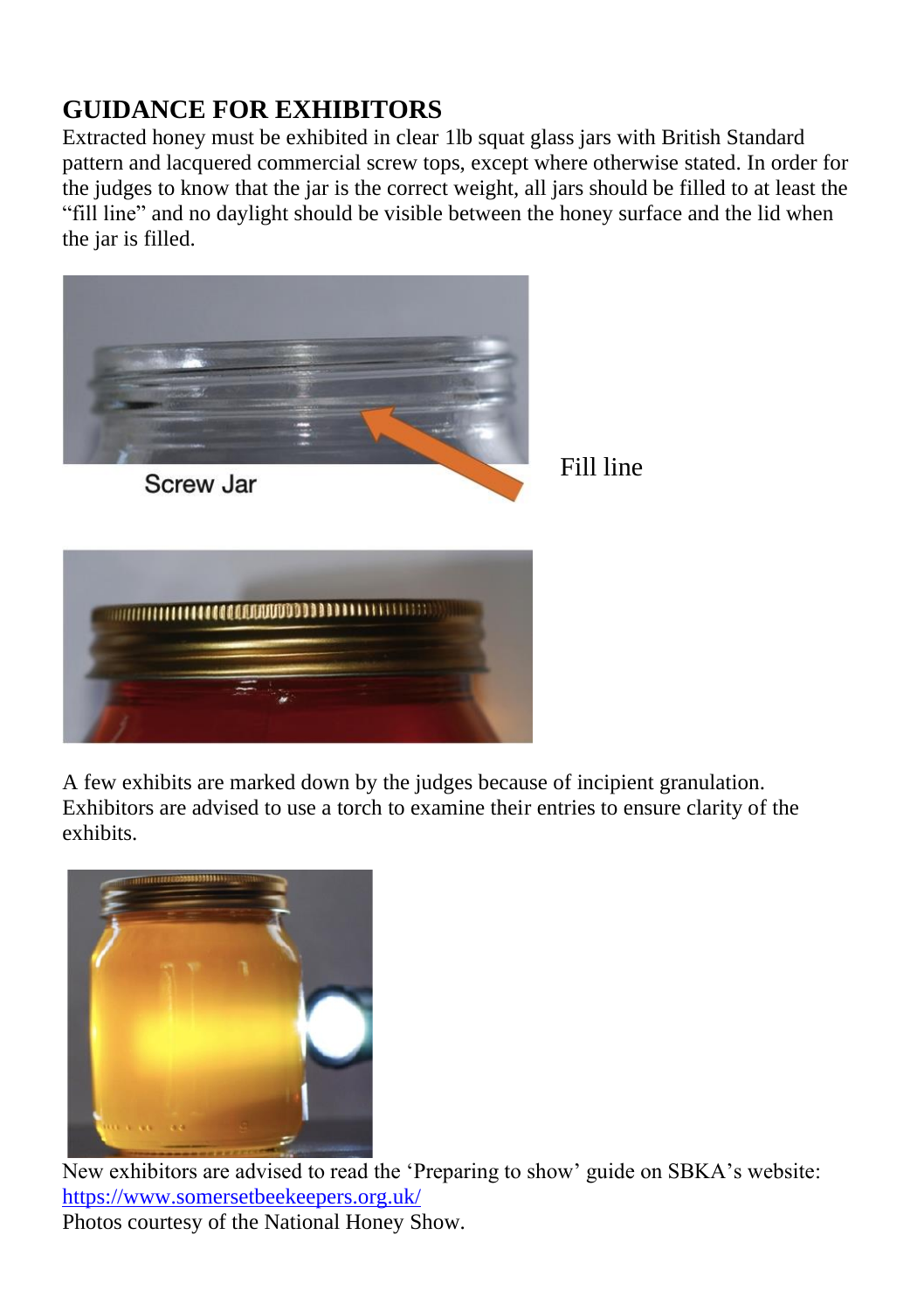## GUIDANCE FOR EXHIBITORS

Extracted honey must be exhibited in clear 1lb squat glass jars with British Standard pattern and lacquered commercial screw tops, except where otherwise stated. In order for the judges to know that the jar is the correct weight, all jars should be filled to at least the "fill line" and no daylight should be visible between the honey surface and the lid when the jar is filled.

Screw Jar

Fill line

A few exhibits are marked down by the judges because of incipient granulation. Exhibitors are advised to use a torch to examine their entries to ensure clarity of the exhibits.

New exhibitors are advised to read the 'Preparing to show' guide on SBKA's website: [https://www.somersetbeekeepers.org.uk/](https://www.somersetbeekeepers.org.uk/)

Photos courtesy of the National Honey Show.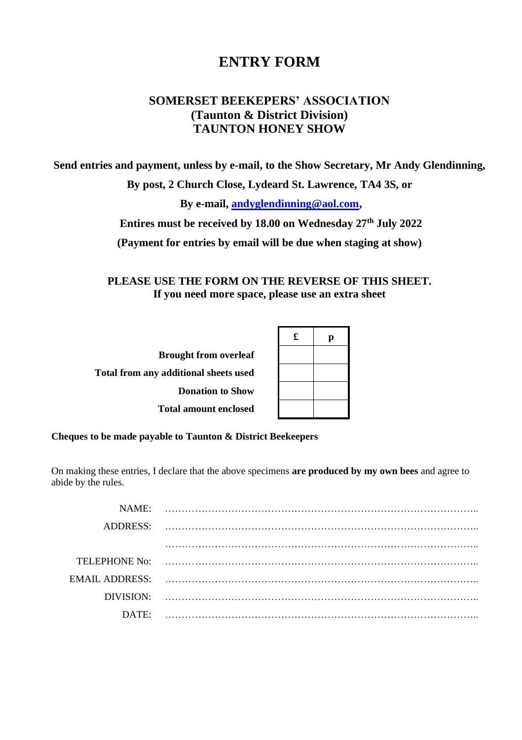# ENTRY FORM

## SOMERSET BEEKEEPERS' ASSOCIATION
## (Taunton & District Division)
## TAUNTON HONEY SHOW

**Send entries and payment, unless by e-mail, to the Show Secretary, Mr Andy Glendinning,**

**By post, 2 Church Close, Lydeard St. Lawrence, TA4 3S, or**

**By e-mail, [andyglendinning@aol.com](mailto:andyglendinning@aol.com),**

**Entires must be received by 18.00 on Wednesday 27th July 2022**

**(Payment for entries by email will be due when staging at show)**

**PLEASE USE THE FORM ON THE REVERSE OF THIS SHEET.**
**If you need more space, please use an extra sheet**

| | £ | p |
|---|---|---|
| **Brought from overleaf** | | |
| **Total from any additional sheets used** | | |
| **Donation to Show** | | |
| **Total amount enclosed** | | |

**Cheques to be made payable to Taunton & District Beekeepers**

On making these entries, I declare that the above specimens **are produced by my own bees** and agree to abide by the rules.

NAME: ……………………………………………………………………………………..

ADDRESS: ……………………………………………………………………………………..

……………………………………………………………………………………..

TELEPHONE No: ……………………………………………………………………………………..

EMAIL ADDRESS: ……………………………………………………………………………………..

DIVISION: ……………………………………………………………………………………..

DATE: ……………………………………………………………………………………..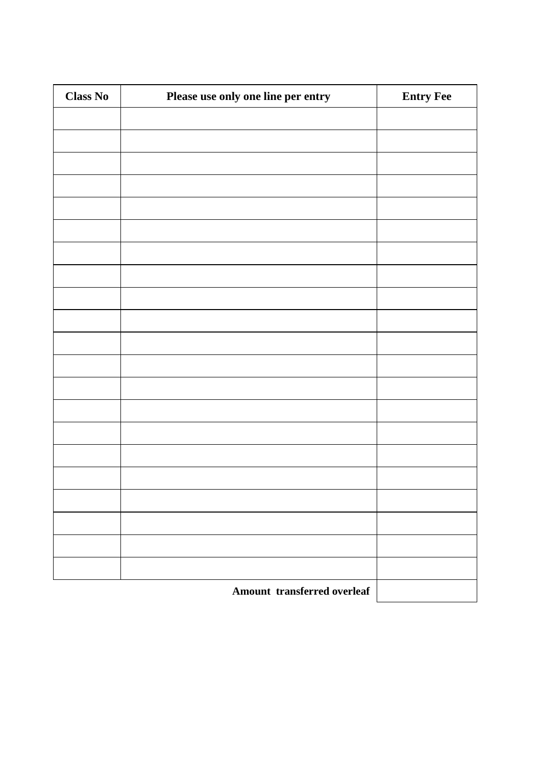| Class No | Please use only one line per entry | Entry Fee |
|---|---|---|
| | | |
| | | |
| | | |
| | | |
| | | |
| | | |
| | | |
| | | |
| | | |
| | | |
| | | |
| | | |
| | | |
| | | |
| | | |
| | | |
| | | |
| | | |
| | | |
| | | |
| | | |
| | **Amount transferred overleaf** | |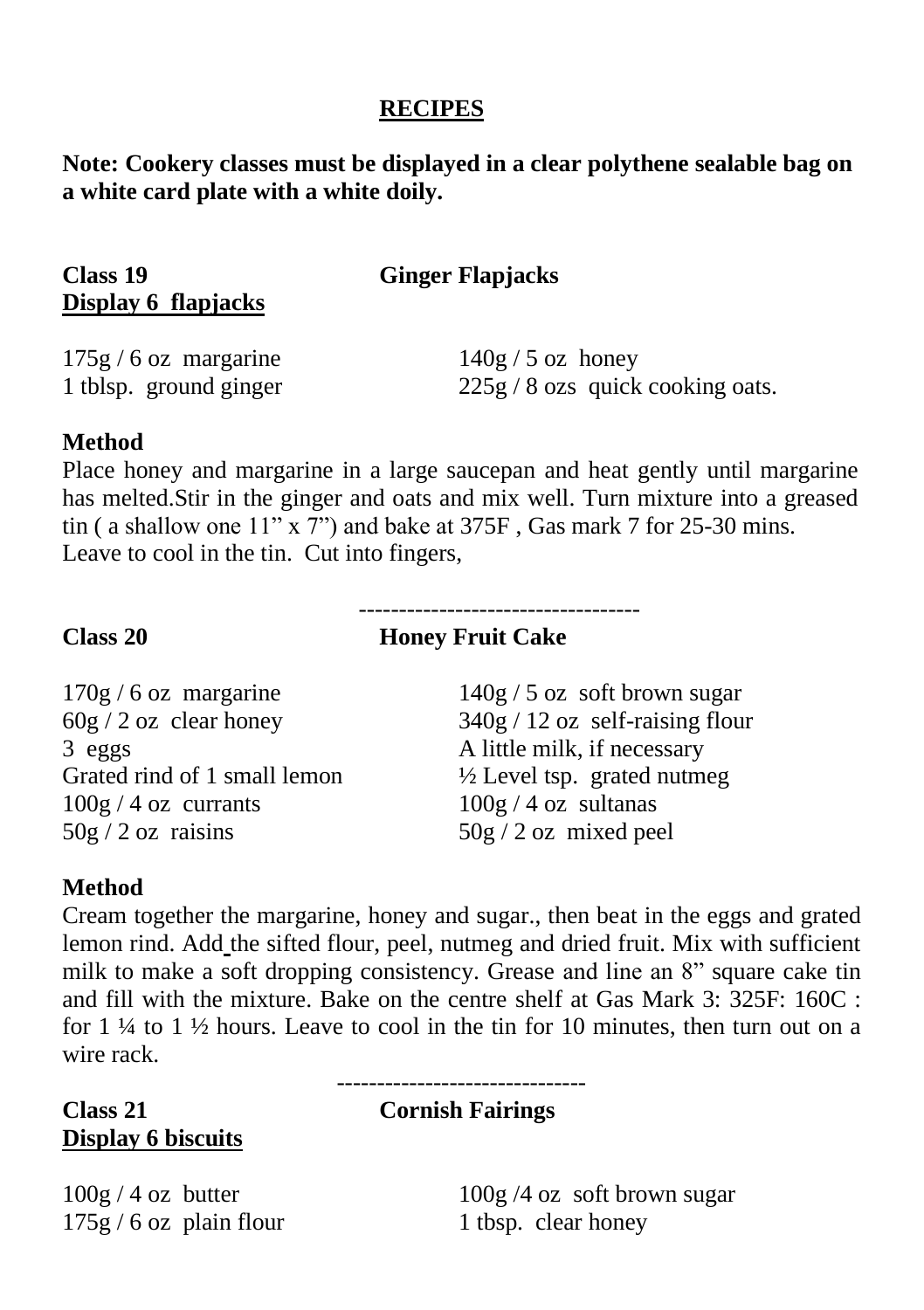# RECIPES

**Note: Cookery classes must be displayed in a clear polythene sealable bag on a white card plate with a white doily.**

## Class 19 Ginger Flapjacks

**Display 6 flapjacks**

175g / 6 oz margarine
140g / 5 oz honey
1 tblsp. ground ginger
225g / 8 ozs quick cooking oats.

**Method**

Place honey and margarine in a large saucepan and heat gently until margarine has melted.Stir in the ginger and oats and mix well. Turn mixture into a greased tin ( a shallow one 11" x 7") and bake at 375F , Gas mark 7 for 25-30 mins. Leave to cool in the tin. Cut into fingers,

----------------------------------

## Class 20 Honey Fruit Cake

170g / 6 oz margarine
140g / 5 oz soft brown sugar
60g / 2 oz clear honey
340g / 12 oz self-raising flour
3 eggs
A little milk, if necessary
Grated rind of 1 small lemon
½ Level tsp. grated nutmeg
100g / 4 oz currants
100g / 4 oz sultanas
50g / 2 oz raisins
50g / 2 oz mixed peel

**Method**

Cream together the margarine, honey and sugar., then beat in the eggs and grated lemon rind. Add the sifted flour, peel, nutmeg and dried fruit. Mix with sufficient milk to make a soft dropping consistency. Grease and line an 8" square cake tin and fill with the mixture. Bake on the centre shelf at Gas Mark 3: 325F: 160C : for 1 ¼ to 1 ½ hours. Leave to cool in the tin for 10 minutes, then turn out on a wire rack.

------------------------------

## Class 21 Cornish Fairings

**Display 6 biscuits**

100g / 4 oz butter
100g /4 oz soft brown sugar
175g / 6 oz plain flour
1 tbsp. clear honey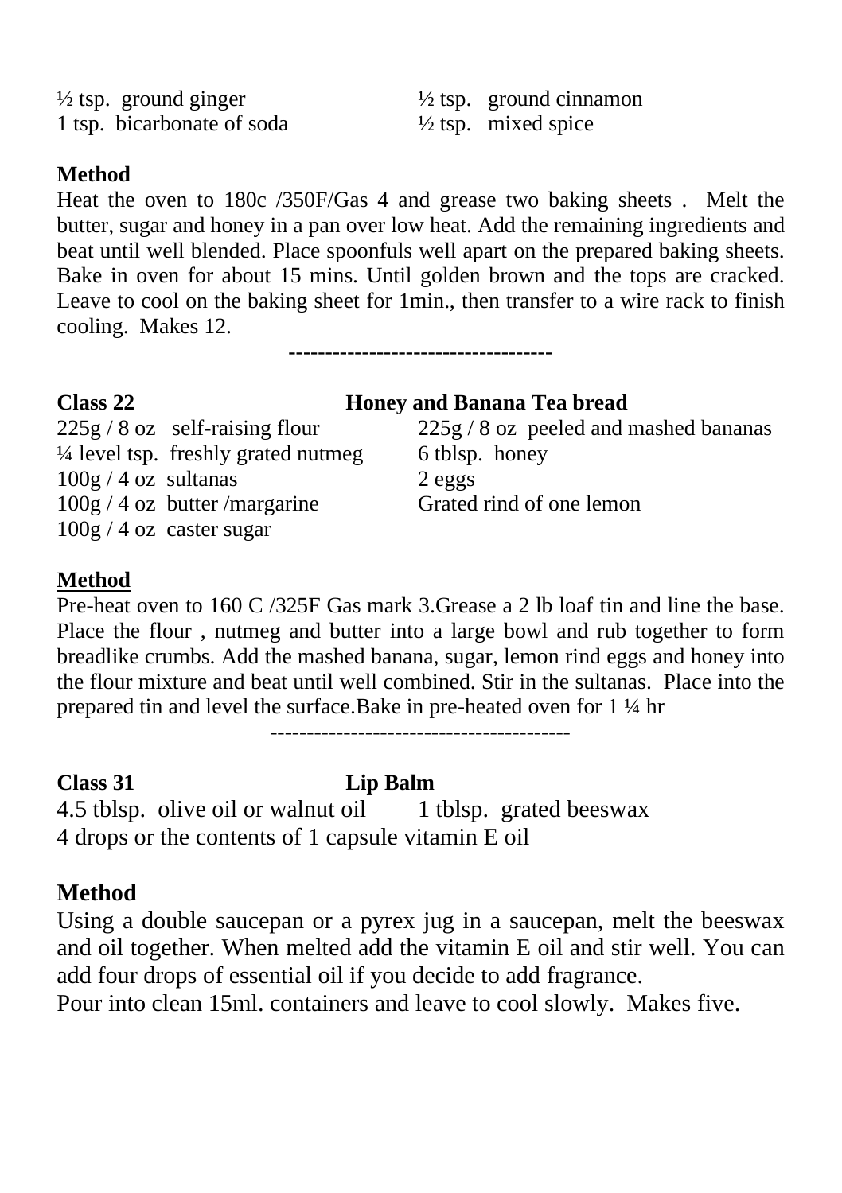½ tsp. ground ginger
½ tsp. ground cinnamon
1 tsp. bicarbonate of soda
½ tsp. mixed spice

**Method**

Heat the oven to 180c /350F/Gas 4 and grease two baking sheets . Melt the butter, sugar and honey in a pan over low heat. Add the remaining ingredients and beat until well blended. Place spoonfuls well apart on the prepared baking sheets. Bake in oven for about 15 mins. Until golden brown and the tops are cracked. Leave to cool on the baking sheet for 1min., then transfer to a wire rack to finish cooling. Makes 12.

------------------------------------

**Class 22 Honey and Banana Tea bread**

225g / 8 oz self-raising flour
¼ level tsp. freshly grated nutmeg
100g / 4 oz sultanas
100g / 4 oz butter /margarine
100g / 4 oz caster sugar
225g / 8 oz peeled and mashed bananas
6 tblsp. honey
2 eggs
Grated rind of one lemon

**Method**

Pre-heat oven to 160 C /325F Gas mark 3.Grease a 2 lb loaf tin and line the base. Place the flour , nutmeg and butter into a large bowl and rub together to form breadlike crumbs. Add the mashed banana, sugar, lemon rind eggs and honey into the flour mixture and beat until well combined. Stir in the sultanas. Place into the prepared tin and level the surface.Bake in pre-heated oven for 1 ¼ hr

----------------------------------------

**Class 31 Lip Balm**

4.5 tblsp. olive oil or walnut oil
1 tblsp. grated beeswax
4 drops or the contents of 1 capsule vitamin E oil

**Method**

Using a double saucepan or a pyrex jug in a saucepan, melt the beeswax and oil together. When melted add the vitamin E oil and stir well. You can add four drops of essential oil if you decide to add fragrance.

Pour into clean 15ml. containers and leave to cool slowly. Makes five.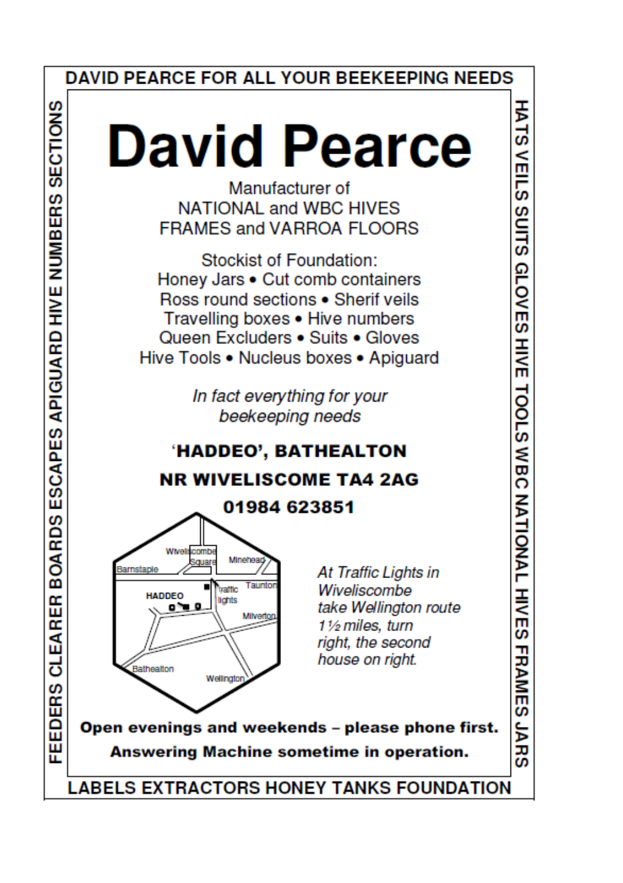DAVID PEARCE FOR ALL YOUR BEEKEEPING NEEDS

# David Pearce

Manufacturer of
NATIONAL and WBC HIVES
FRAMES and VARROA FLOORS

Stockist of Foundation:
Honey Jars • Cut comb containers
Ross round sections • Sherif veils
Travelling boxes • Hive numbers
Queen Excluders • Suits • Gloves
Hive Tools • Nucleus boxes • Apiguard

*In fact everything for your beekeeping needs*

**'HADDEO', BATHEALTON**

**NR WIVELISCOME TA4 2AG**

**01984 623851**

Wiveliscombe Square
Minehead
Barnstaple
Taunton
traffic lights
HADDEO
Milverton
Bathealton
Wellington

*At Traffic Lights in Wiveliscombe take Wellington route 1½ miles, turn right, the second house on right.*

**Open evenings and weekends – please phone first.**

**Answering Machine sometime in operation.**

LABELS EXTRACTORS HONEY TANKS FOUNDATION

FEEDERS CLEARER BOARDS ESCAPES APIGUARD HIVE NUMBERS SECTIONS

HATS VEILS SUITS GLOVES HIVE TOOLS WBC NATIONAL HIVES FRAMES JARS